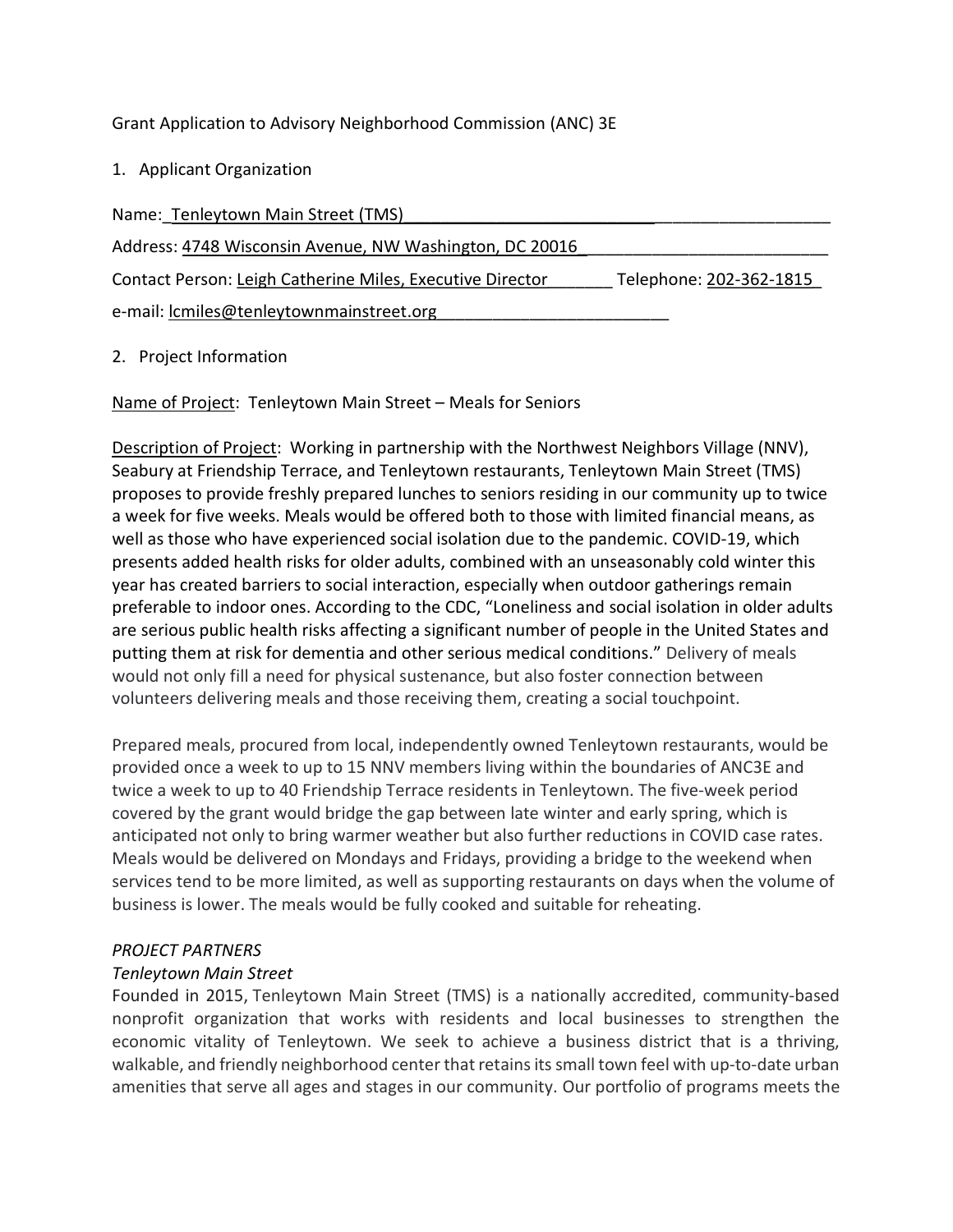Grant Application to Advisory Neighborhood Commission (ANC) 3E

1. Applicant Organization

Name: Tenleytown Main Street (TMS)

Address: 4748 Wisconsin Avenue, NW Washington, DC 20016

Contact Person: Leigh Catherine Miles, Executive Director Telephone: 202-362-1815

e-mail: lcmiles@tenleytownmainstreet.org

2. Project Information

Name of Project: Tenleytown Main Street – Meals for Seniors

Description of Project: Working in partnership with the Northwest Neighbors Village (NNV), Seabury at Friendship Terrace, and Tenleytown restaurants, Tenleytown Main Street (TMS) proposes to provide freshly prepared lunches to seniors residing in our community up to twice a week for five weeks. Meals would be offered both to those with limited financial means, as well as those who have experienced social isolation due to the pandemic. COVID-19, which presents added health risks for older adults, combined with an unseasonably cold winter this year has created barriers to social interaction, especially when outdoor gatherings remain preferable to indoor ones. According to the CDC, "Loneliness and social isolation in older adults are serious public health risks affecting a significant number of people in the United States and putting them at risk for dementia and other serious medical conditions." Delivery of meals would not only fill a need for physical sustenance, but also foster connection between volunteers delivering meals and those receiving them, creating a social touchpoint.

Prepared meals, procured from local, independently owned Tenleytown restaurants, would be provided once a week to up to 15 NNV members living within the boundaries of ANC3E and twice a week to up to 40 Friendship Terrace residents in Tenleytown. The five-week period covered by the grant would bridge the gap between late winter and early spring, which is anticipated not only to bring warmer weather but also further reductions in COVID case rates. Meals would be delivered on Mondays and Fridays, providing a bridge to the weekend when services tend to be more limited, as well as supporting restaurants on days when the volume of business is lower. The meals would be fully cooked and suitable for reheating.

*PROJECT PARTNERS*

*Tenleytown Main Street*

Founded in 2015, Tenleytown Main Street (TMS) is a nationally accredited, community-based nonprofit organization that works with residents and local businesses to strengthen the economic vitality of Tenleytown. We seek to achieve a business district that is a thriving, walkable, and friendly neighborhood center that retains its small town feel with up-to-date urban amenities that serve all ages and stages in our community. Our portfolio of programs meets the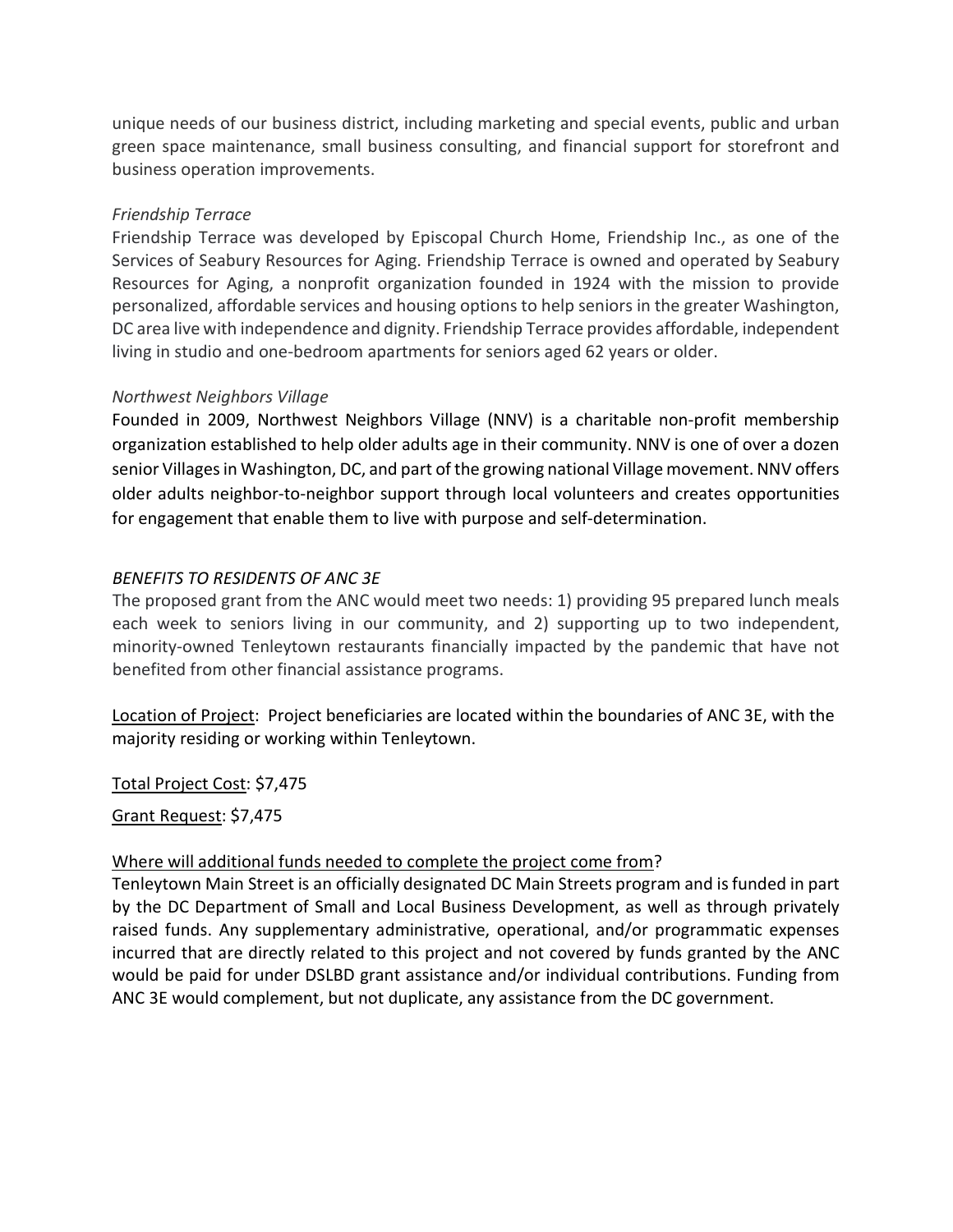unique needs of our business district, including marketing and special events, public and urban green space maintenance, small business consulting, and financial support for storefront and business operation improvements.

*Friendship Terrace*

Friendship Terrace was developed by Episcopal Church Home, Friendship Inc., as one of the Services of Seabury Resources for Aging. Friendship Terrace is owned and operated by Seabury Resources for Aging, a nonprofit organization founded in 1924 with the mission to provide personalized, affordable services and housing options to help seniors in the greater Washington, DC area live with independence and dignity. Friendship Terrace provides affordable, independent living in studio and one-bedroom apartments for seniors aged 62 years or older.

*Northwest Neighbors Village*

Founded in 2009, Northwest Neighbors Village (NNV) is a charitable non-profit membership organization established to help older adults age in their community. NNV is one of over a dozen senior Villages in Washington, DC, and part of the growing national Village movement. NNV offers older adults neighbor-to-neighbor support through local volunteers and creates opportunities for engagement that enable them to live with purpose and self-determination.

*BENEFITS TO RESIDENTS OF ANC 3E*

The proposed grant from the ANC would meet two needs: 1) providing 95 prepared lunch meals each week to seniors living in our community, and 2) supporting up to two independent, minority-owned Tenleytown restaurants financially impacted by the pandemic that have not benefited from other financial assistance programs.

<u>Location of Project</u>: Project beneficiaries are located within the boundaries of ANC 3E, with the majority residing or working within Tenleytown.

<u>Total Project Cost</u>: $7,475

<u>Grant Request</u>: $7,475

<u>Where will additional funds needed to complete the project come from</u>?

Tenleytown Main Street is an officially designated DC Main Streets program and is funded in part by the DC Department of Small and Local Business Development, as well as through privately raised funds. Any supplementary administrative, operational, and/or programmatic expenses incurred that are directly related to this project and not covered by funds granted by the ANC would be paid for under DSLBD grant assistance and/or individual contributions. Funding from ANC 3E would complement, but not duplicate, any assistance from the DC government.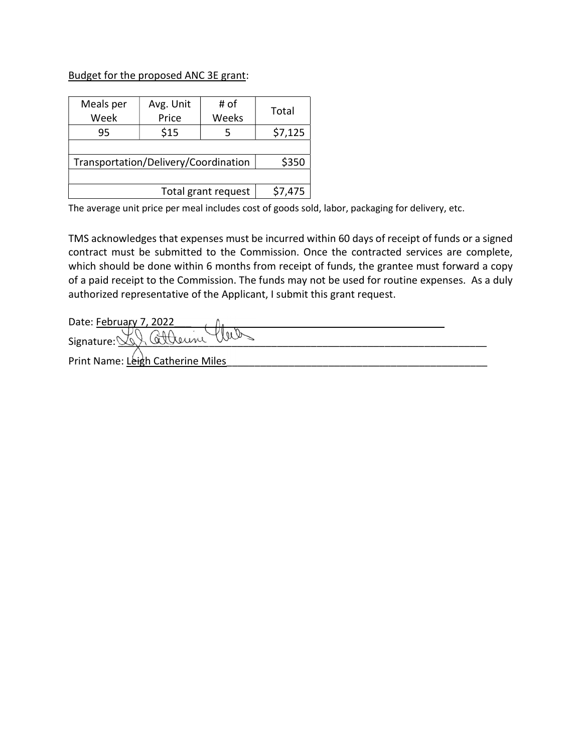Budget for the proposed ANC 3E grant:

| Meals per Week | Avg. Unit Price | # of Weeks | Total |
|---|---|---|---|
| 95 | $15 | 5 | $7,125 |
| | | | |
| Transportation/Delivery/Coordination | | | $350 |
| | | | |
| Total grant request | | | $7,475 |

The average unit price per meal includes cost of goods sold, labor, packaging for delivery, etc.

TMS acknowledges that expenses must be incurred within 60 days of receipt of funds or a signed contract must be submitted to the Commission. Once the contracted services are complete, which should be done within 6 months from receipt of funds, the grantee must forward a copy of a paid receipt to the Commission. The funds may not be used for routine expenses. As a duly authorized representative of the Applicant, I submit this grant request.

Date: February 7, 2022

Signature: L. Catherine Miles

Print Name: Leigh Catherine Miles